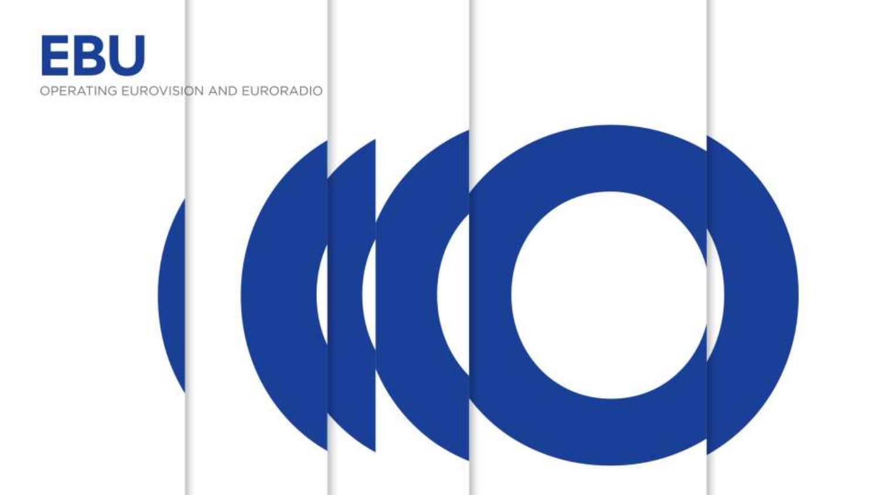# EBU

OPERATING EUROVISION AND EURORADIO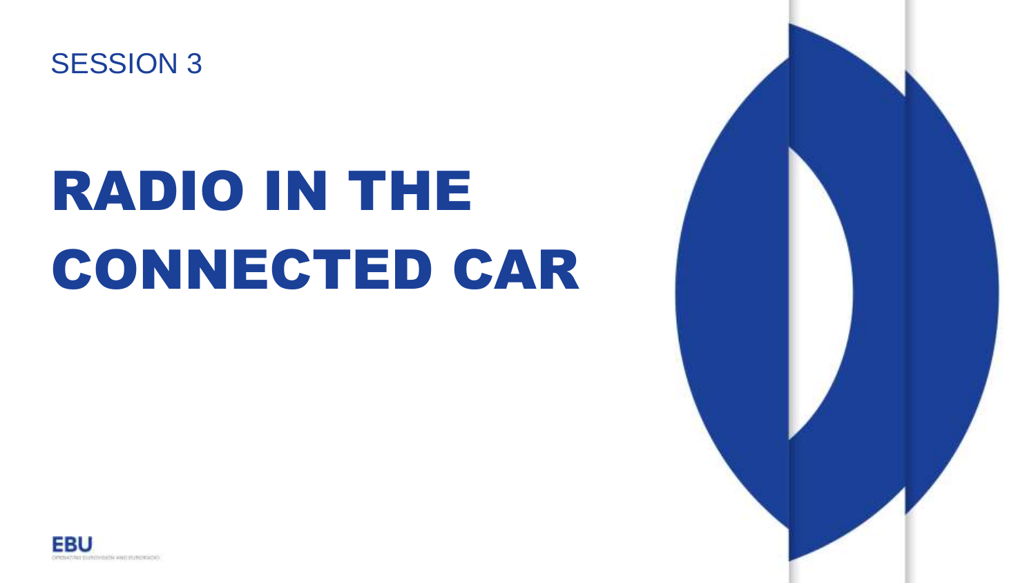SESSION 3

# RADIO IN THE CONNECTED CAR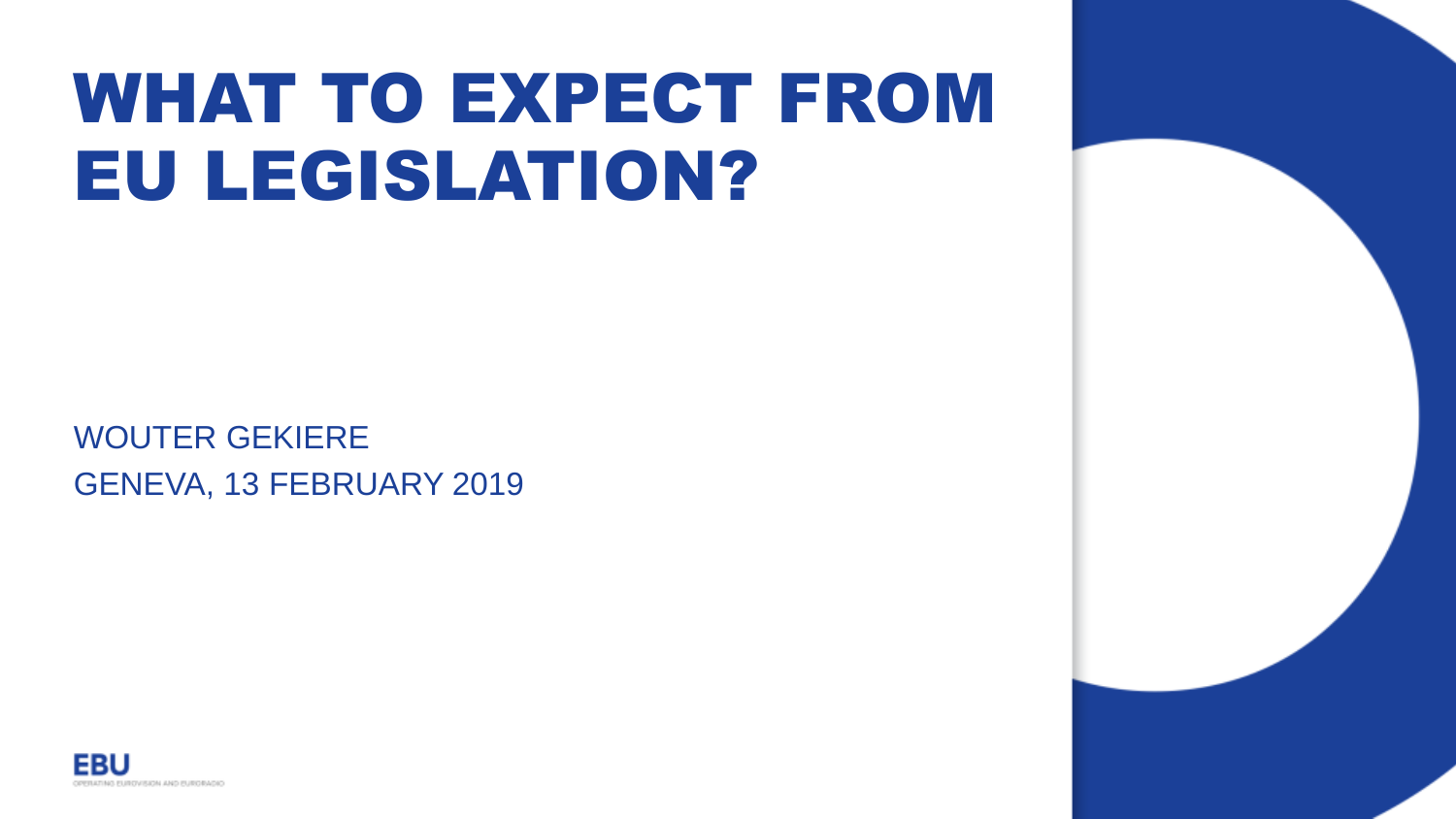# WHAT TO EXPECT FROM EU LEGISLATION?

WOUTER GEKIERE

GENEVA, 13 FEBRUARY 2019

EBU

OPERATING EUROVISION AND EURORADIO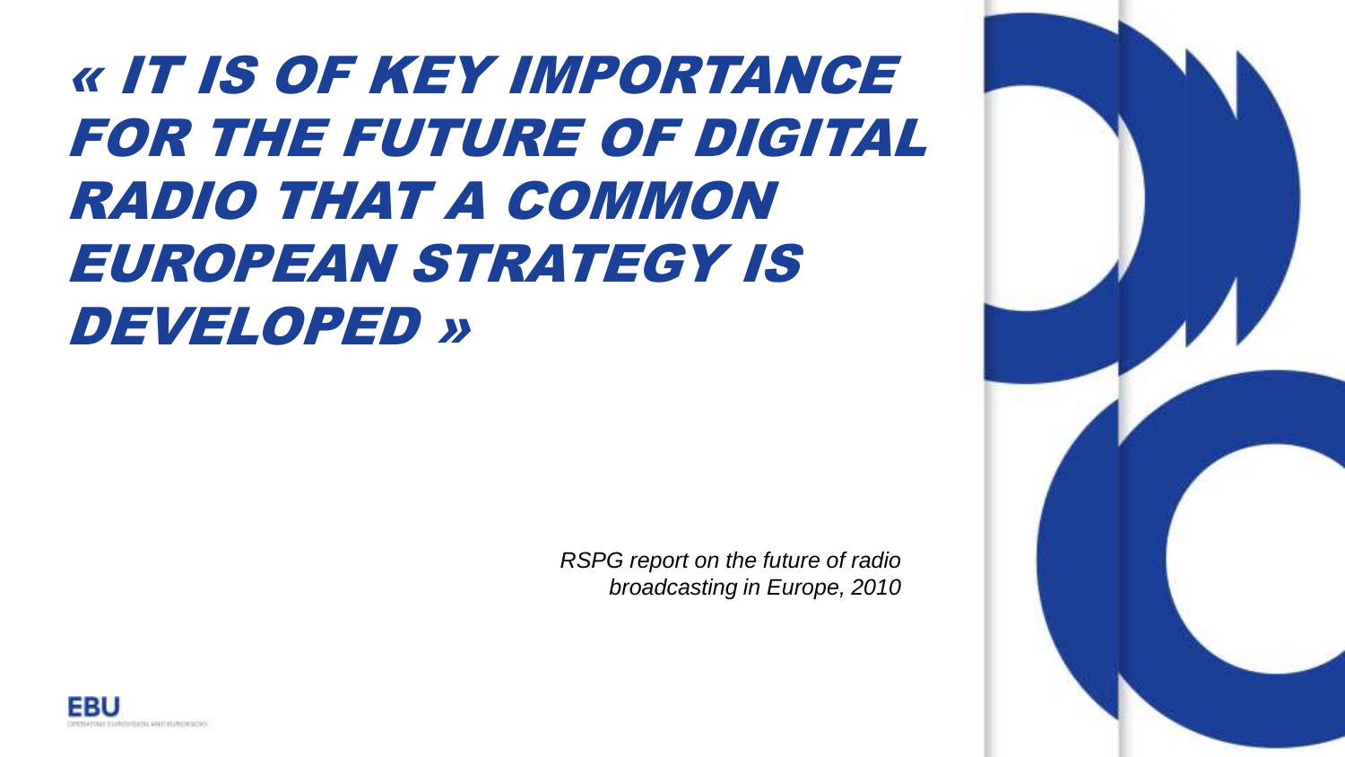# « IT IS OF KEY IMPORTANCE FOR THE FUTURE OF DIGITAL RADIO THAT A COMMON EUROPEAN STRATEGY IS DEVELOPED »

*RSPG report on the future of radio broadcasting in Europe, 2010*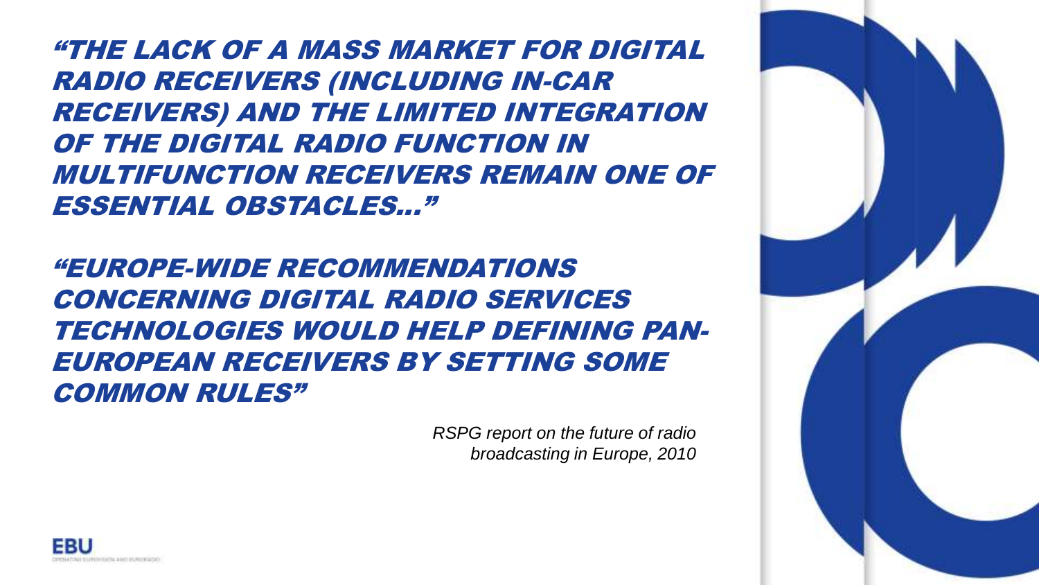*"THE LACK OF A MASS MARKET FOR DIGITAL RADIO RECEIVERS (INCLUDING IN-CAR RECEIVERS) AND THE LIMITED INTEGRATION OF THE DIGITAL RADIO FUNCTION IN MULTIFUNCTION RECEIVERS REMAIN ONE OF ESSENTIAL OBSTACLES…"*

*"EUROPE-WIDE RECOMMENDATIONS CONCERNING DIGITAL RADIO SERVICES TECHNOLOGIES WOULD HELP DEFINING PAN-EUROPEAN RECEIVERS BY SETTING SOME COMMON RULES"*

*RSPG report on the future of radio broadcasting in Europe, 2010*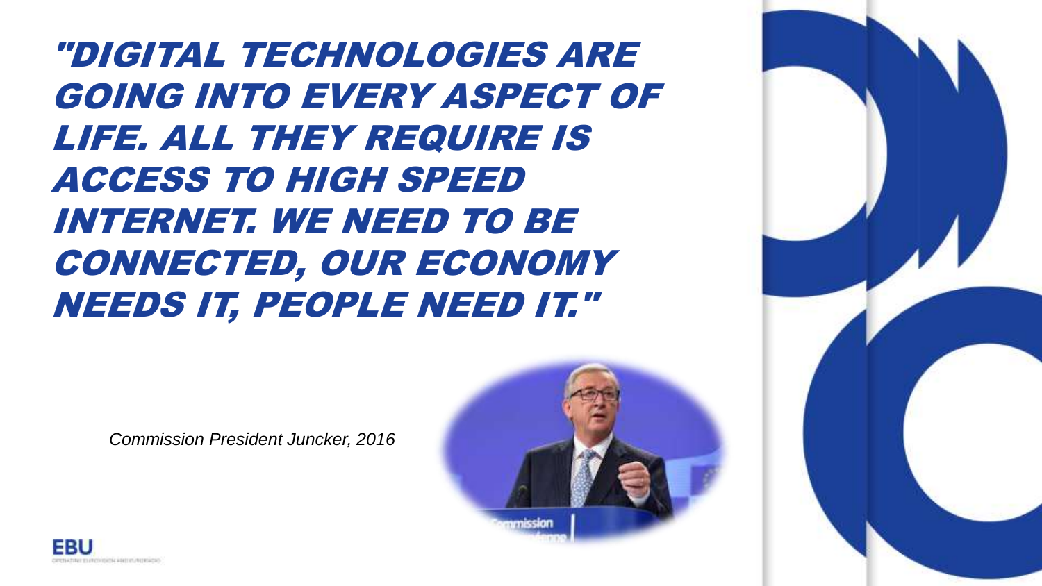*"DIGITAL TECHNOLOGIES ARE GOING INTO EVERY ASPECT OF LIFE. ALL THEY REQUIRE IS ACCESS TO HIGH SPEED INTERNET. WE NEED TO BE CONNECTED, OUR ECONOMY NEEDS IT, PEOPLE NEED IT."*

*Commission President Juncker, 2016*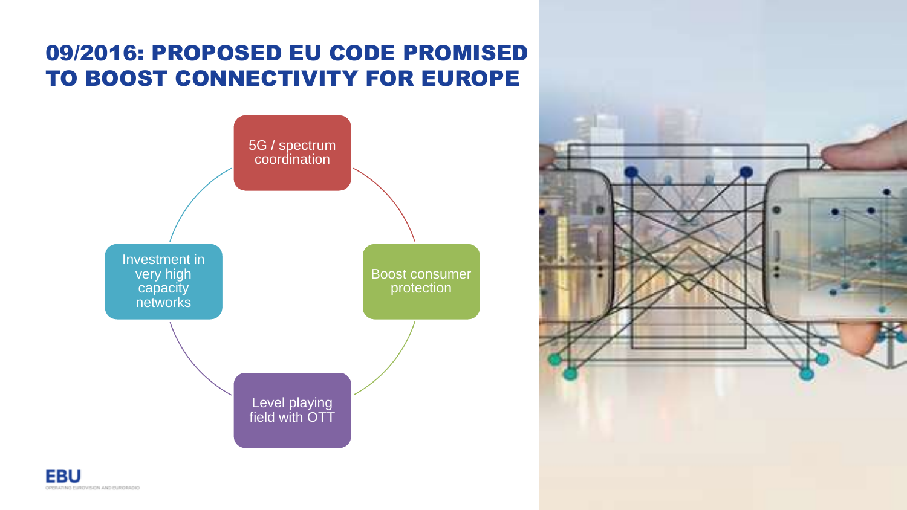# 09/2016: PROPOSED EU CODE PROMISED TO BOOST CONNECTIVITY FOR EUROPE

- 5G / spectrum coordination
- Boost consumer protection
- Level playing field with OTT
- Investment in very high capacity networks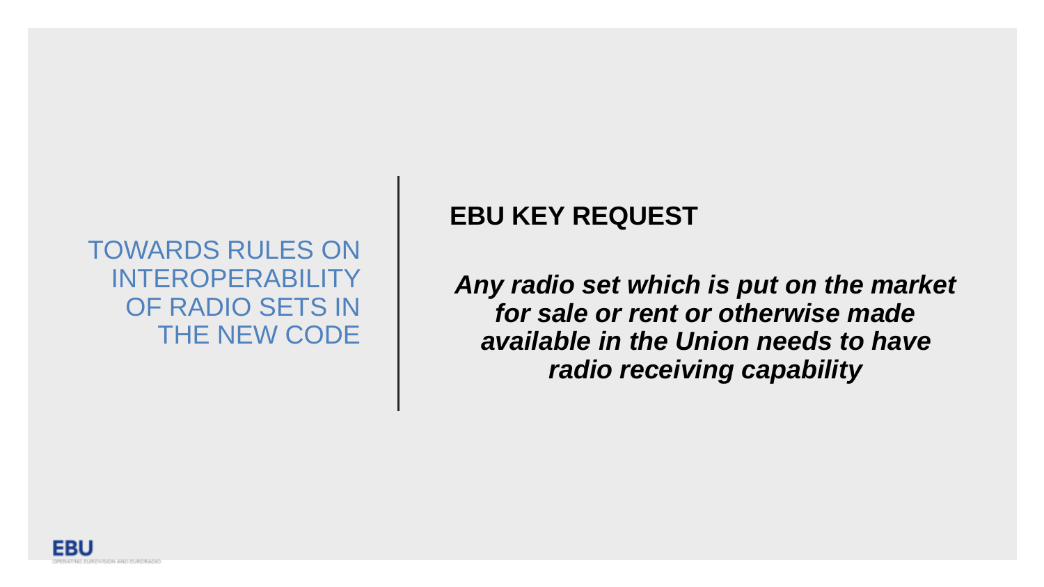# TOWARDS RULES ON INTEROPERABILITY OF RADIO SETS IN THE NEW CODE

## EBU KEY REQUEST

***Any radio set which is put on the market for sale or rent or otherwise made available in the Union needs to have radio receiving capability***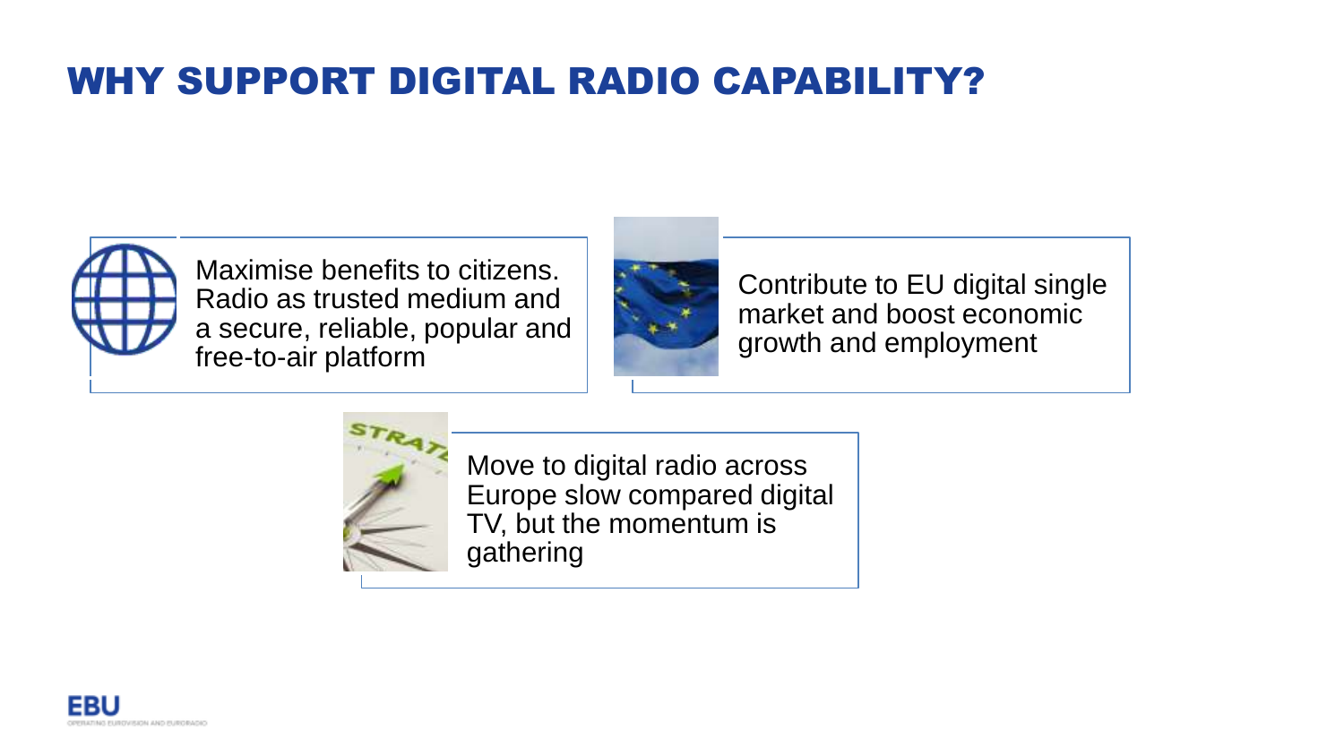# WHY SUPPORT DIGITAL RADIO CAPABILITY?

- Maximise benefits to citizens. Radio as trusted medium and a secure, reliable, popular and free-to-air platform

- Contribute to EU digital single market and boost economic growth and employment

- Move to digital radio across Europe slow compared digital TV, but the momentum is gathering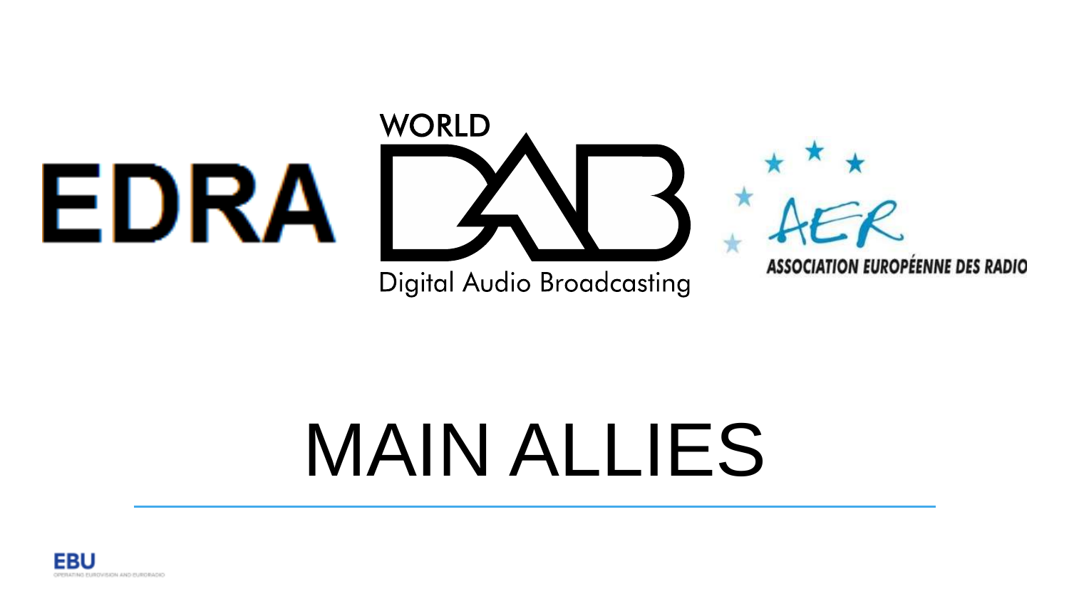EDRA

WORLD DAB
Digital Audio Broadcasting

AER
ASSOCIATION EUROPÉENNE DES RADIO

# MAIN ALLIES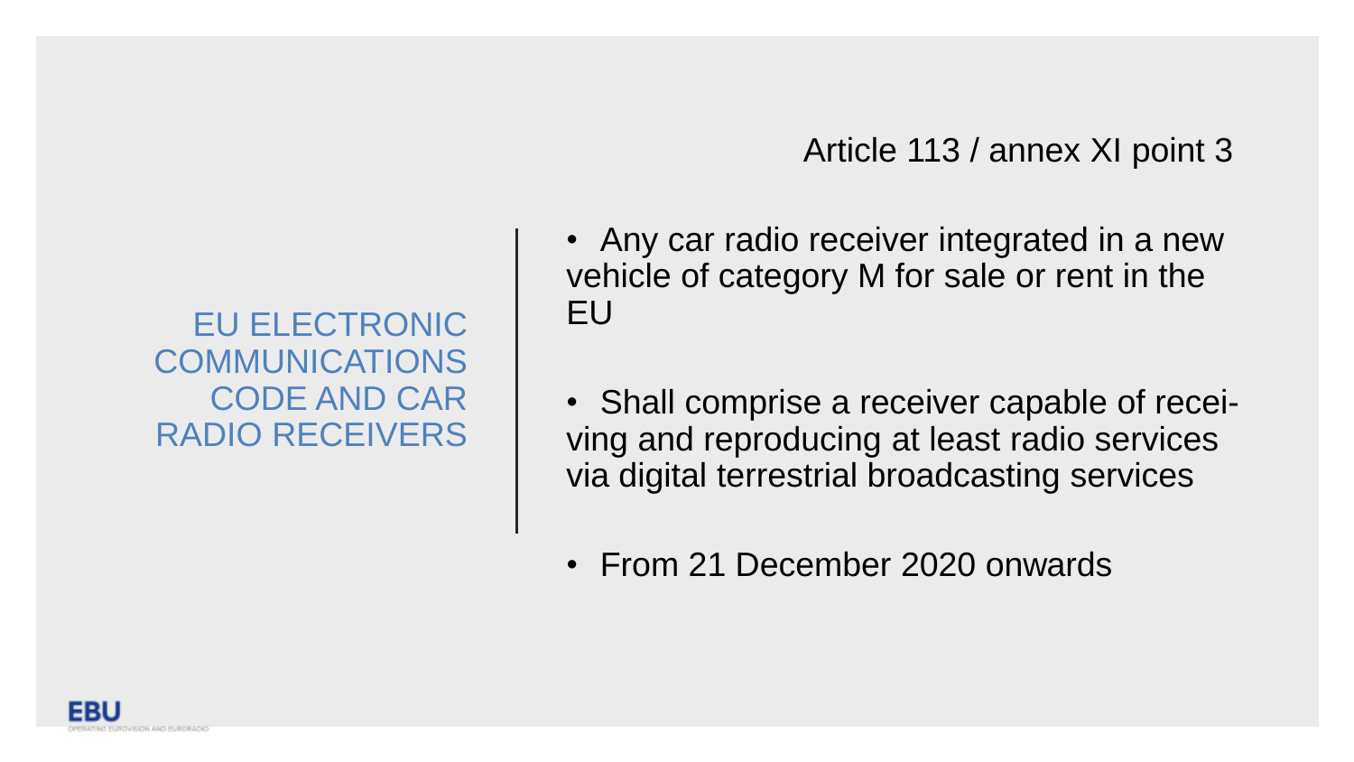# EU ELECTRONIC COMMUNICATIONS CODE AND CAR RADIO RECEIVERS

Article 113 / annex XI point 3

- Any car radio receiver integrated in a new vehicle of category M for sale or rent in the EU
- Shall comprise a receiver capable of receiving and reproducing at least radio services via digital terrestrial broadcasting services
- From 21 December 2020 onwards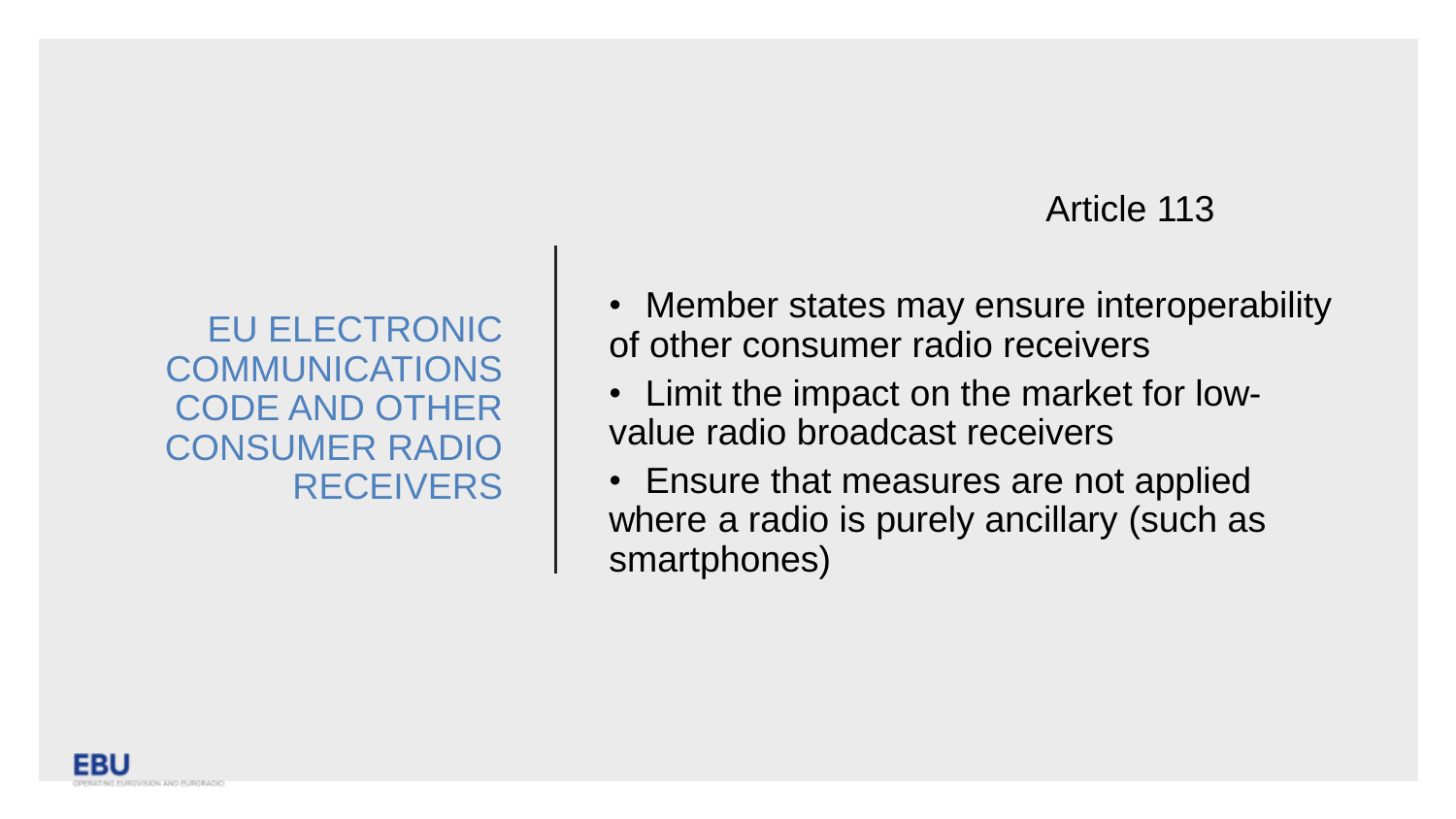## EU ELECTRONIC COMMUNICATIONS CODE AND OTHER CONSUMER RADIO RECEIVERS

### Article 113

- Member states may ensure interoperability of other consumer radio receivers
- Limit the impact on the market for low-value radio broadcast receivers
- Ensure that measures are not applied where a radio is purely ancillary (such as smartphones)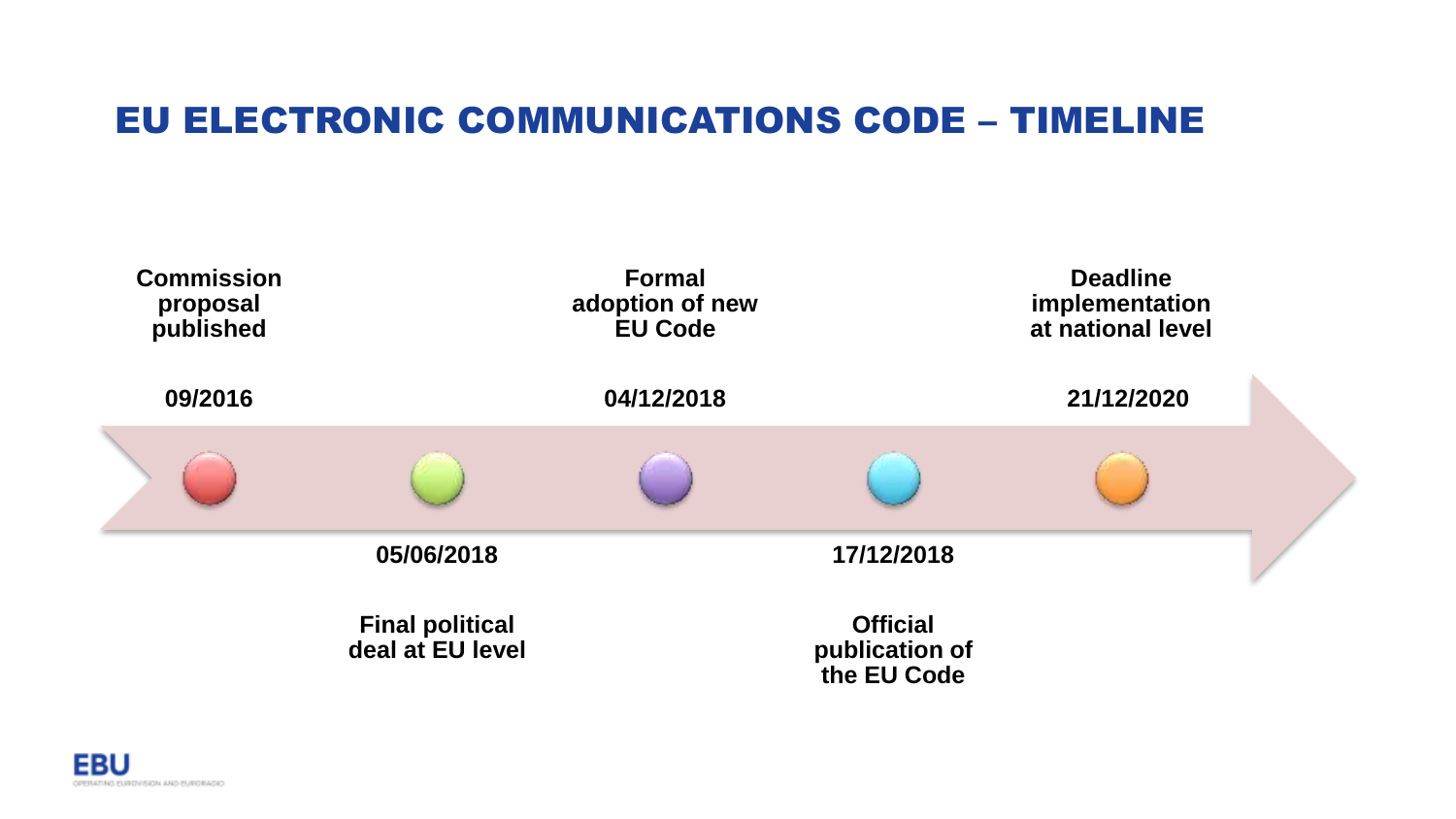# EU ELECTRONIC COMMUNICATIONS CODE – TIMELINE

Commission proposal published

09/2016

05/06/2018

Final political deal at EU level

Formal adoption of new EU Code

04/12/2018

17/12/2018

Official publication of the EU Code

Deadline implementation at national level

21/12/2020